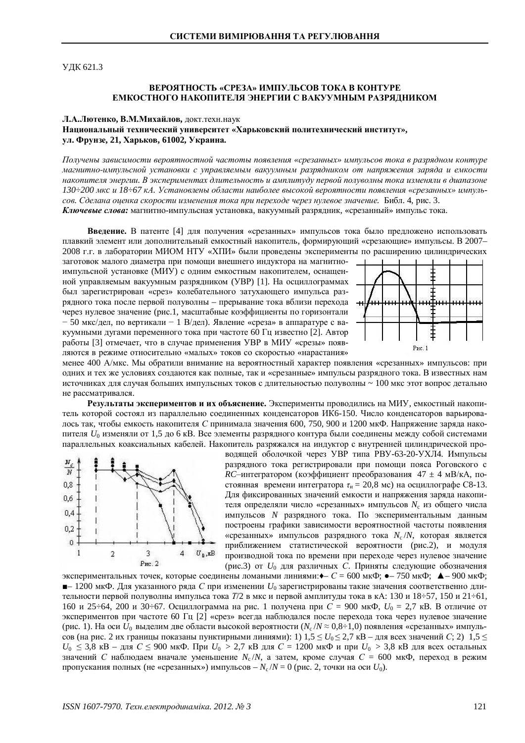УДК 621.3

# ВЕРОЯТНОСТЬ «СРЕЗА» ИМПУЛЬСОВ ТОКА В КОНТУРЕ ЕМКОСТНОГО НАКОПИТЕЛЯ ЭНЕРГИИ С ВАКУУМНЫМ РАЗРЯДНИКОМ

**Л.А.Лютенко, В.М.Михайлов,** докт.техн.наук
**Национальный технический университет «Харьковский политехнический институт», ул. Фрунзе, 21, Харьков, 61002, Украина.**

*Получены зависимости вероятностной частоты появления «срезанных» импульсов тока в разрядном контуре магнитно-импульсной установки с управляемым вакуумным разрядником от напряжения заряда и емкости накопителя энергии. В экспериментах длительность и амплитуду первой полуволны тока изменяли в диапазоне 130÷200 мкс и 18÷67 кА. Установлены области наиболее высокой вероятности появления «срезанных» импульсов. Сделана оценка скорости изменения тока при переходе через нулевое значение.* Библ. 4, рис. 3.

***Ключевые слова:*** магнитно-импульсная установка, вакуумный разрядник, «срезанный» импульс тока.

**Введение.** В патенте [4] для получения «срезанных» импульсов тока было предложено использовать плавкий элемент или дополнительный емкостный накопитель, формирующий «срезающие» импульсы. В 2007–2008 г.г. в лаборатории МИОМ НТУ «ХПИ» были проведены эксперименты по расширению цилиндрических заготовок малого диаметра при помощи внешнего индуктора на магнитно-импульсной установке (МИУ) с одним емкостным накопителем, оснащенный управляемым вакуумным разрядником (УВР) [1]. На осциллограммах был зарегистрирован «срез» колебательного затухающего импульса разрядного тока после первой полуволны – прерывание тока вблизи перехода через нулевое значение (рис.1, масштабные коэффициенты по горизонтали − 50 мкс/дел, по вертикали − 1 В/дел). Явление «среза» в аппаратуре с вакуумными дугами переменного тока при частоте 60 Гц известно [2]. Автор работы [3] отмечает, что в случае применения УВР в МИУ «срезы» появляются в режиме относительно «малых» токов со скоростью «нарастания» менее 400 А/мкс. Мы обратили внимание на вероятностный характер появления «срезанных» импульсов: при одних и тех же условиях создаются как полные, так и «срезанные» импульсы разрядного тока. В известных нам источниках для случая больших импульсных токов с длительностью полуволны ~ 100 мкс этот вопрос детально не рассматривался.

Рис. 1

**Результаты экспериментов и их объяснение.** Эксперименты проводились на МИУ, емкостный накопитель которой состоял из параллельно соединенных конденсаторов ИК6-150. Число конденсаторов варьировалось так, чтобы емкость накопителя $C$ принимала значения 600, 750, 900 и 1200 мкФ. Напряжение заряда накопителя $U_0$ изменяли от 1,5 до 6 кВ. Все элементы разрядного контура были соединены между собой системами параллельных коаксиальных кабелей. Накопитель разряжался на индуктор с внутренней цилиндрической проводящей оболочкой через УВР типа РВУ-63-20-УХЛ4. Импульсы разрядного тока регистрировали при помощи пояса Роговского с $RC$–интегратором (коэффициент преобразования 47 ± 4 мВ/кА, постоянная времени интегратора $\tau_и$ = 20,8 мс) на осциллографе С8-13. Для фиксированных значений емкости и напряжения заряда накопителя определяли число «срезанных» импульсов $N_c$ из общего числа импульсов $N$ разрядного тока. По экспериментальным данным построены графики зависимости вероятностной частоты появления «срезанных» импульсов разрядного тока $N_c/N$, которая является приближением статистической вероятности (рис.2), и модуля производной тока по времени при переходе через нулевое значение (рис.3) от $U_0$ для различных $C$. Приняты следующие обозначения экспериментальных точек, которые соединены ломаными линиями:♦– $C$ = 600 мкФ; ●– 750 мкФ; ▲– 900 мкФ; ■– 1200 мкФ. Для указанного ряда $C$ при изменении $U_0$ зарегистрированы такие значения соответственно длительности первой полуволны импульса тока $T$/2 в мкс и первой амплитуды тока в кА: 130 и 18÷57, 150 и 21÷61, 160 и 25÷64, 200 и 30÷67. Осциллограмма на рис. 1 получена при $C$ = 900 мкФ, $U_0$ = 2,7 кВ. В отличие от экспериментов при частоте 60 Гц [2] «срез» всегда наблюдался после перехода тока через нулевое значение (рис. 1). На оси $U_0$ выделим две области высокой вероятности ($N_c/N \approx$ 0,8÷1,0) появления «срезанных» импульсов (на рис. 2 их границы показаны пунктирными линиями): 1) 1,5 ≤ $U_0$ ≤ 2,7 кВ – для всех значений $C$; 2) 1,5 ≤ $U_0$ ≤ 3,8 кВ – для $C$ ≤ 900 мкФ. При $U_0$ > 2,7 кВ для $C$ = 1200 мкФ и при $U_0$ > 3,8 кВ для всех остальных значений $C$ наблюдаем вначале уменьшение $N_c/N$, а затем, кроме случая $C$ = 600 мкФ, переход в режим пропускания полных (не «срезанных») импульсов – $N_c/N$ = 0 (рис. 2, точки на оси $U_0$).

Рис. 2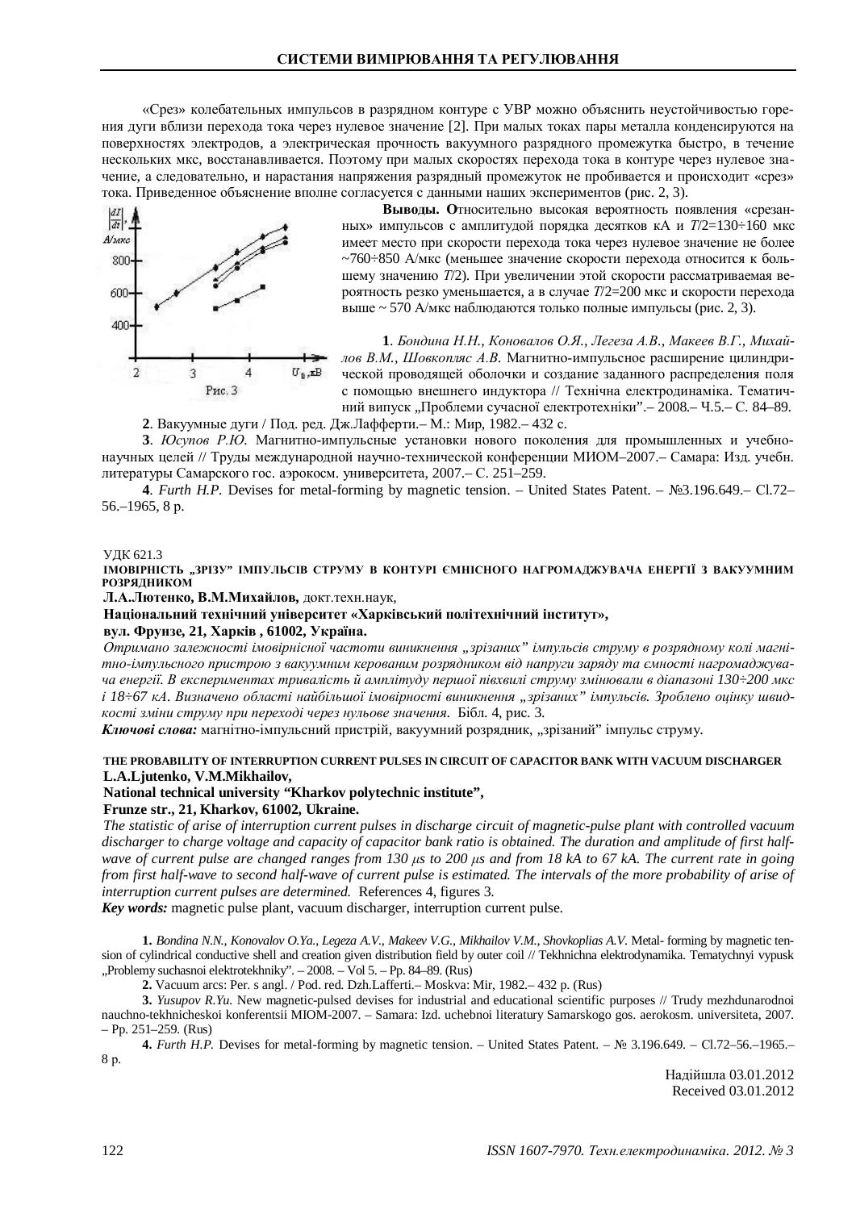«Срез» колебательных импульсов в разрядном контуре с УВР можно объяснить неустойчивостью горения дуги вблизи перехода тока через нулевое значение [2]. При малых токах пары металла конденсируются на поверхностях электродов, а электрическая прочность вакуумного разрядного промежутка быстро, в течение нескольких мкс, восстанавливается. Поэтому при малых скоростях перехода тока в контуре через нулевое значение, а следовательно, и нарастания напряжения разрядный промежуток не пробивается и происходит «срез» тока. Приведенное объяснение вполне согласуется с данными наших экспериментов (рис. 2, 3).

$\left|\frac{dI}{dt}\right|$, A/мкс

800

600

400

2

3

4

$U_0$, кВ

Рис. 3

**Выводы. О**тносительно высокая вероятность появления «срезанных» импульсов с амплитудой порядка десятков кА и $T/2$=130÷160 мкс имеет место при скорости перехода тока через нулевое значение не более ~760÷850 А/мкс (меньшее значение скорости перехода относится к большему значению $T/2$). При увеличении этой скорости рассматриваемая вероятность резко уменьшается, а в случае $T/2$=200 мкс и скорости перехода выше ~ 570 А/мкс наблюдаются только полные импульсы (рис. 2, 3).

**1**. *Бондина Н.Н., Коновалов О.Я., Легеза А.В., Макеев В.Г., Михайлов В.М., Шовкопляс А.В.* Магнитно-импульсное расширение цилиндрической проводящей оболочки и создание заданного распределения поля с помощью внешнего индуктора // Технічна електродинаміка. Тематичний випуск „Проблеми сучасної електротехніки".– 2008.– Ч.5.– С. 84–89.

**2**. Вакуумные дуги / Под. ред. Дж.Лафферти.– М.: Мир, 1982.– 432 с.

**3**. *Юсупов Р.Ю.* Магнитно-импульсные установки нового поколения для промышленных и учебно-научных целей // Труды международной научно-технической конференции МИОМ–2007.– Самара: Изд. учебн. литературы Самарского гос. аэрокосм. университета, 2007.– С. 251–259.

**4**. *Furth H.P.* Devises for metal-forming by magnetic tension. – United States Patent. – №3.196.649.– Cl.72–56.–1965, 8 p.

УДК 621.3

**ІМОВІРНІСТЬ „ЗРІЗУ" ІМПУЛЬСІВ СТРУМУ В КОНТУРІ ЄМНІСНОГО НАГРОМАДЖУВАЧА ЕНЕРГІЇ З ВАКУУМНИМ РОЗРЯДНИКОМ**

**Л.А.Лютенко, В.М.Михайлов,** докт.техн.наук,

**Національний технічний університет «Харківський політехнічний інститут»,**

**вул. Фрунзе, 21, Харків , 61002, Україна.**

*Отримано залежності імовірнісної частоти виникнення „зрізаних" імпульсів струму в розрядному колі магнітно-імпульсного пристрою з вакуумним керованим розрядником від напруги заряду та ємності нагромаджувача енергії. В експериментах тривалість й амплітуду першої півхвилі струму змінювали в діапазоні 130÷200 мкс і 18÷67 кА. Визначено області найбільшої імовірності виникнення „зрізаних" імпульсів. Зроблено оцінку швидкості зміни струму при переході через нульове значення.* Бібл. 4, рис. 3.

***Ключові слова:*** магнітно-імпульсний пристрій, вакуумний розрядник, „зрізаний" імпульс струму.

**THE PROBABILITY OF INTERRUPTION CURRENT PULSES IN CIRCUIT OF CAPACITOR BANK WITH VACUUM DISCHARGER**

**L.A.Ljutenko, V.M.Mikhailov,**

**National technical university "Kharkov polytechnic institute",**

**Frunze str., 21, Kharkov, 61002, Ukraine.**

*The statistic of arise of interruption current pulses in discharge circuit of magnetic-pulse plant with controlled vacuum discharger to charge voltage and capacity of capacitor bank ratio is obtained. The duration and amplitude of first half-wave of current pulse are changed ranges from 130 μs to 200 μs and from 18 kA to 67 kA. The current rate in going from first half-wave to second half-wave of current pulse is estimated. The intervals of the more probability of arise of interruption current pulses are determined.* References 4, figures 3.

***Key words:*** magnetic pulse plant, vacuum discharger, interruption current pulse.

**1.** *Bondina N.N., Konovalov O.Ya., Legeza A.V., Makeev V.G., Mikhailov V.M., Shovkoplias A.V.* Metal- forming by magnetic tension of cylindrical conductive shell and creation given distribution field by outer coil // Tekhnichna elektrodynamika. Tematychnyi vypusk „Problemy suchasnoi elektrotekhniky". – 2008. – Vol 5. – Pp. 84–89. (Rus)

**2.** Vacuum arcs: Per. s angl. / Pod. red. Dzh.Lafferti.– Moskva: Mir, 1982.– 432 p. (Rus)

**3.** *Yusupov R.Yu.* New magnetic-pulsed devises for industrial and educational scientific purposes // Trudy mezhdunarodnoi nauchno-tekhnicheskoi konferentsii MIOM-2007. – Samara: Izd. uchebnoi literatury Samarskogo gos. aerokosm. universiteta, 2007. – Pp. 251–259. (Rus)

**4.** *Furth H.P.* Devises for metal-forming by magnetic tension. – United States Patent. – № 3.196.649. – Cl.72–56.–1965.– 8 p.

Надійшла 03.01.2012
Received 03.01.2012